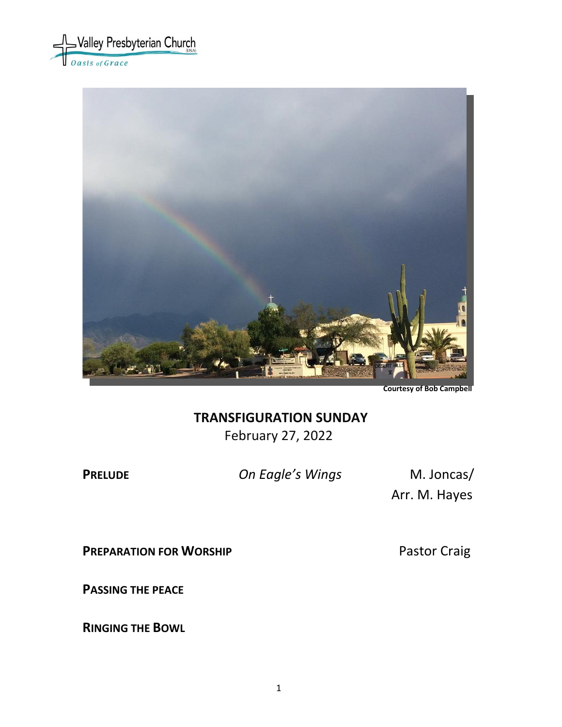Valley Presbyterian Church (USA)
*Oasis of Grace*

Courtesy of Bob Campbell

## TRANSFIGURATION SUNDAY

February 27, 2022

**PRELUDE** *On Eagle's Wings* M. Joncas/ Arr. M. Hayes

**PREPARATION FOR WORSHIP** Pastor Craig

**PASSING THE PEACE**

**RINGING THE BOWL**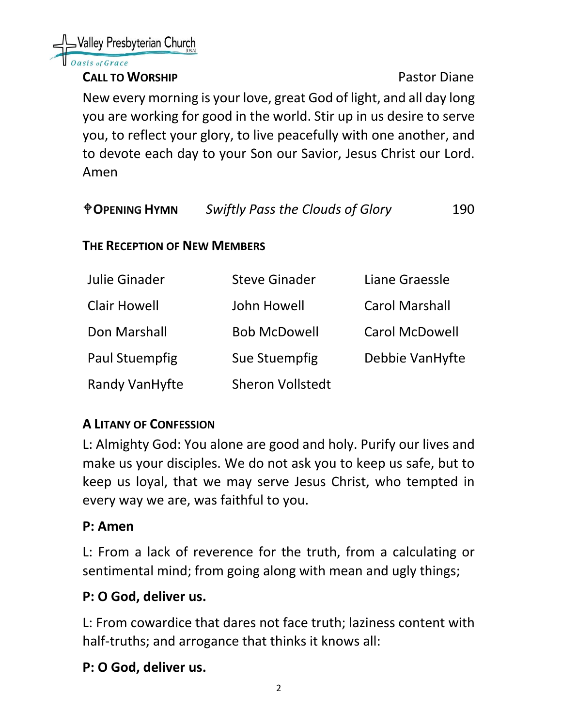Valley Presbyterian Church (USA)
*Oasis of Grace*

**CALL TO WORSHIP** Pastor Diane

New every morning is your love, great God of light, and all day long you are working for good in the world. Stir up in us desire to serve you, to reflect your glory, to live peacefully with one another, and to devote each day to your Son our Savior, Jesus Christ our Lord. Amen

**✠OPENING HYMN** *Swiftly Pass the Clouds of Glory* 190

**THE RECEPTION OF NEW MEMBERS**

| | | |
|---|---|---|
| Julie Ginader | Steve Ginader | Liane Graessle |
| Clair Howell | John Howell | Carol Marshall |
| Don Marshall | Bob McDowell | Carol McDowell |
| Paul Stuempfig | Sue Stuempfig | Debbie VanHyfte |
| Randy VanHyfte | Sheron Vollstedt | |

**A LITANY OF CONFESSION**

L: Almighty God: You alone are good and holy. Purify our lives and make us your disciples. We do not ask you to keep us safe, but to keep us loyal, that we may serve Jesus Christ, who tempted in every way we are, was faithful to you.

**P: Amen**

L: From a lack of reverence for the truth, from a calculating or sentimental mind; from going along with mean and ugly things;

**P: O God, deliver us.**

L: From cowardice that dares not face truth; laziness content with half-truths; and arrogance that thinks it knows all:

**P: O God, deliver us.**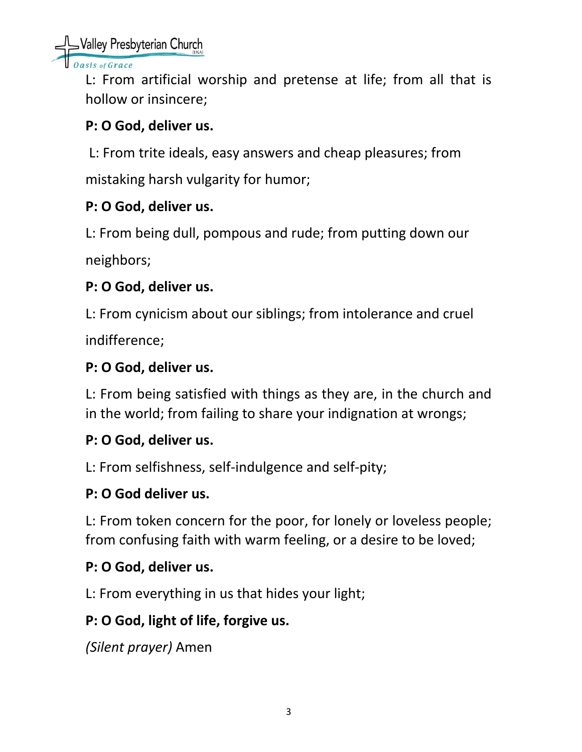L: From artificial worship and pretense at life; from all that is hollow or insincere;

**P: O God, deliver us.**

L: From trite ideals, easy answers and cheap pleasures; from mistaking harsh vulgarity for humor;

**P: O God, deliver us.**

L: From being dull, pompous and rude; from putting down our neighbors;

**P: O God, deliver us.**

L: From cynicism about our siblings; from intolerance and cruel indifference;

**P: O God, deliver us.**

L: From being satisfied with things as they are, in the church and in the world; from failing to share your indignation at wrongs;

**P: O God, deliver us.**

L: From selfishness, self-indulgence and self-pity;

**P: O God deliver us.**

L: From token concern for the poor, for lonely or loveless people; from confusing faith with warm feeling, or a desire to be loved;

**P: O God, deliver us.**

L: From everything in us that hides your light;

**P: O God, light of life, forgive us.**

*(Silent prayer)* Amen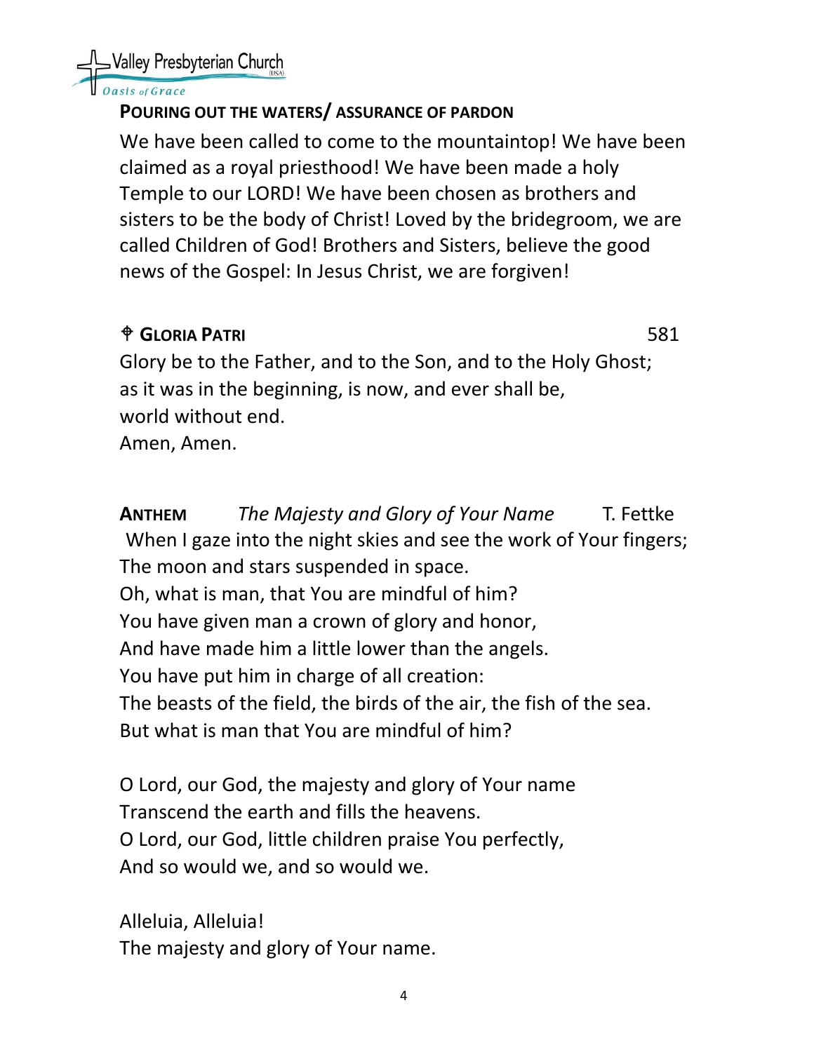## POURING OUT THE WATERS/ ASSURANCE OF PARDON

We have been called to come to the mountaintop! We have been claimed as a royal priesthood! We have been made a holy Temple to our LORD! We have been chosen as brothers and sisters to be the body of Christ! Loved by the bridegroom, we are called Children of God! Brothers and Sisters, believe the good news of the Gospel: In Jesus Christ, we are forgiven!

## ⌖ GLORIA PATRI 581

Glory be to the Father, and to the Son, and to the Holy Ghost;
as it was in the beginning, is now, and ever shall be,
world without end.
Amen, Amen.

## ANTHEM *The Majesty and Glory of Your Name* T. Fettke

When I gaze into the night skies and see the work of Your fingers;
The moon and stars suspended in space.
Oh, what is man, that You are mindful of him?
You have given man a crown of glory and honor,
And have made him a little lower than the angels.
You have put him in charge of all creation:
The beasts of the field, the birds of the air, the fish of the sea.
But what is man that You are mindful of him?

O Lord, our God, the majesty and glory of Your name
Transcend the earth and fills the heavens.
O Lord, our God, little children praise You perfectly,
And so would we, and so would we.

Alleluia, Alleluia!
The majesty and glory of Your name.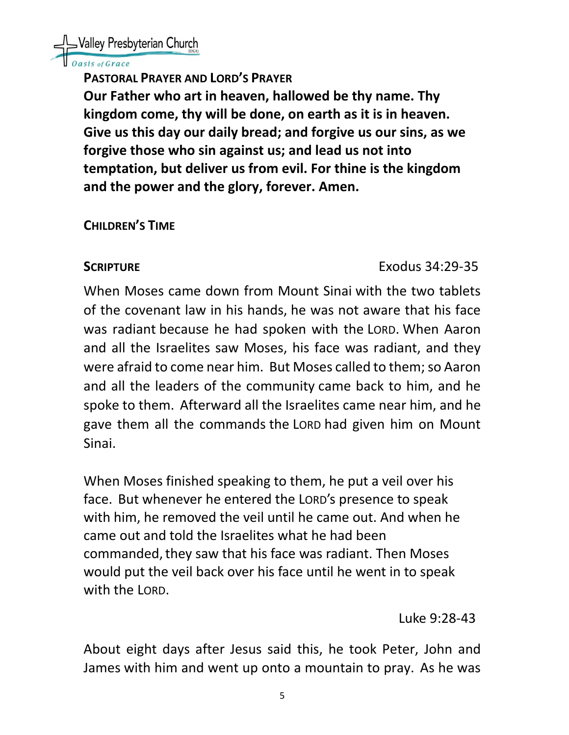**PASTORAL PRAYER AND LORD'S PRAYER**

**Our Father who art in heaven, hallowed be thy name. Thy kingdom come, thy will be done, on earth as it is in heaven. Give us this day our daily bread; and forgive us our sins, as we forgive those who sin against us; and lead us not into temptation, but deliver us from evil. For thine is the kingdom and the power and the glory, forever. Amen.**

**CHILDREN'S TIME**

**SCRIPTURE** Exodus 34:29-35

When Moses came down from Mount Sinai with the two tablets of the covenant law in his hands, he was not aware that his face was radiant because he had spoken with the LORD. When Aaron and all the Israelites saw Moses, his face was radiant, and they were afraid to come near him. But Moses called to them; so Aaron and all the leaders of the community came back to him, and he spoke to them. Afterward all the Israelites came near him, and he gave them all the commands the LORD had given him on Mount Sinai.

When Moses finished speaking to them, he put a veil over his face. But whenever he entered the LORD's presence to speak with him, he removed the veil until he came out. And when he came out and told the Israelites what he had been commanded, they saw that his face was radiant. Then Moses would put the veil back over his face until he went in to speak with the LORD.

Luke 9:28-43

About eight days after Jesus said this, he took Peter, John and James with him and went up onto a mountain to pray. As he was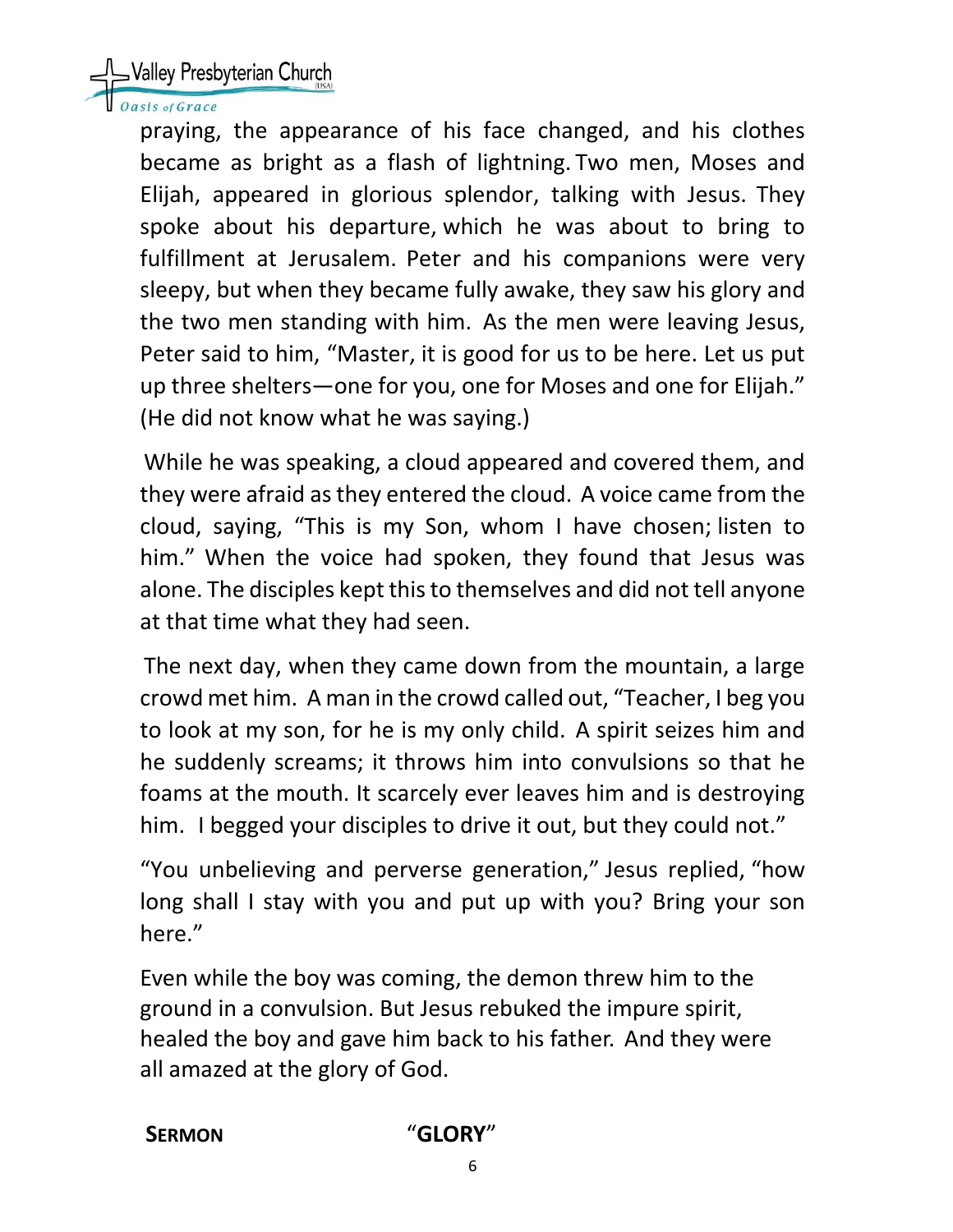praying, the appearance of his face changed, and his clothes became as bright as a flash of lightning. Two men, Moses and Elijah, appeared in glorious splendor, talking with Jesus. They spoke about his departure, which he was about to bring to fulfillment at Jerusalem. Peter and his companions were very sleepy, but when they became fully awake, they saw his glory and the two men standing with him. As the men were leaving Jesus, Peter said to him, "Master, it is good for us to be here. Let us put up three shelters—one for you, one for Moses and one for Elijah." (He did not know what he was saying.)

While he was speaking, a cloud appeared and covered them, and they were afraid as they entered the cloud. A voice came from the cloud, saying, "This is my Son, whom I have chosen; listen to him." When the voice had spoken, they found that Jesus was alone. The disciples kept this to themselves and did not tell anyone at that time what they had seen.

The next day, when they came down from the mountain, a large crowd met him. A man in the crowd called out, "Teacher, I beg you to look at my son, for he is my only child. A spirit seizes him and he suddenly screams; it throws him into convulsions so that he foams at the mouth. It scarcely ever leaves him and is destroying him. I begged your disciples to drive it out, but they could not."

"You unbelieving and perverse generation," Jesus replied, "how long shall I stay with you and put up with you? Bring your son here."

Even while the boy was coming, the demon threw him to the ground in a convulsion. But Jesus rebuked the impure spirit, healed the boy and gave him back to his father. And they were all amazed at the glory of God.

**SERMON** "**GLORY**"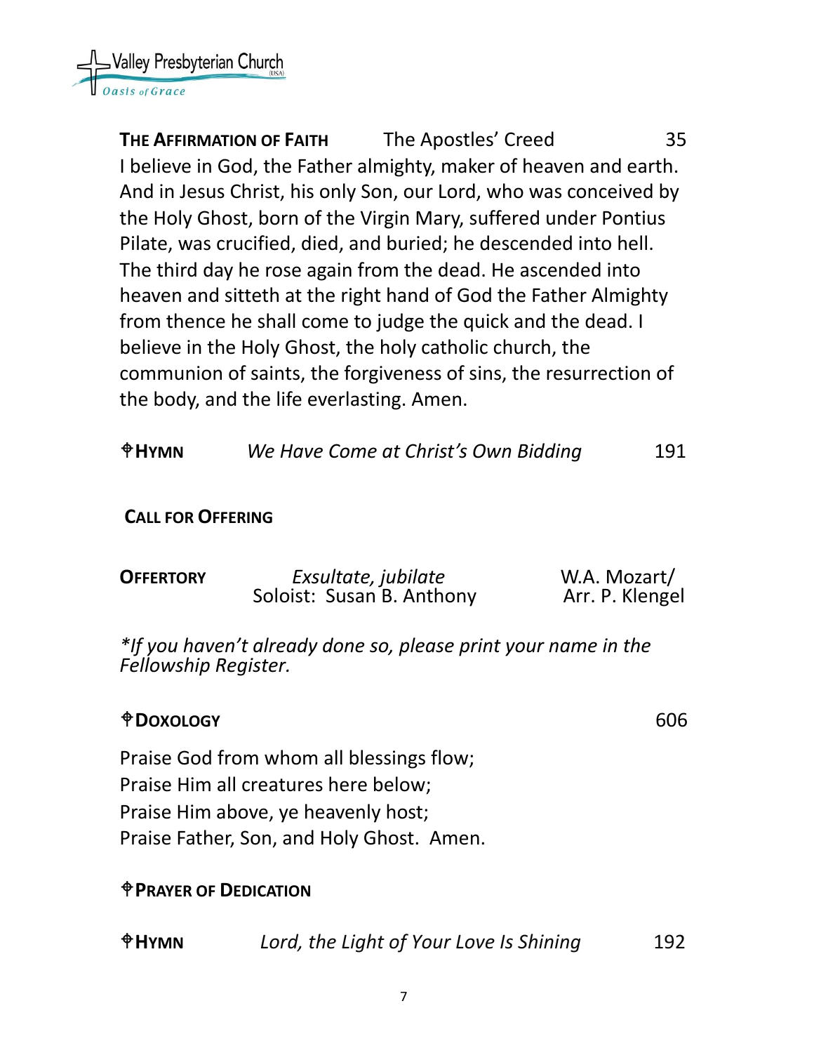**THE AFFIRMATION OF FAITH** The Apostles' Creed 35

I believe in God, the Father almighty, maker of heaven and earth. And in Jesus Christ, his only Son, our Lord, who was conceived by the Holy Ghost, born of the Virgin Mary, suffered under Pontius Pilate, was crucified, died, and buried; he descended into hell. The third day he rose again from the dead. He ascended into heaven and sitteth at the right hand of God the Father Almighty from thence he shall come to judge the quick and the dead. I believe in the Holy Ghost, the holy catholic church, the communion of saints, the forgiveness of sins, the resurrection of the body, and the life everlasting. Amen.

✟**HYMN** *We Have Come at Christ's Own Bidding* 191

**CALL FOR OFFERING**

**OFFERTORY** *Exsultate, jubilate* W.A. Mozart/
Soloist: Susan B. Anthony Arr. P. Klengel

*\*If you haven't already done so, please print your name in the Fellowship Register.*

✟**DOXOLOGY** 606

Praise God from whom all blessings flow;
Praise Him all creatures here below;
Praise Him above, ye heavenly host;
Praise Father, Son, and Holy Ghost. Amen.

✟**PRAYER OF DEDICATION**

✟**HYMN** *Lord, the Light of Your Love Is Shining* 192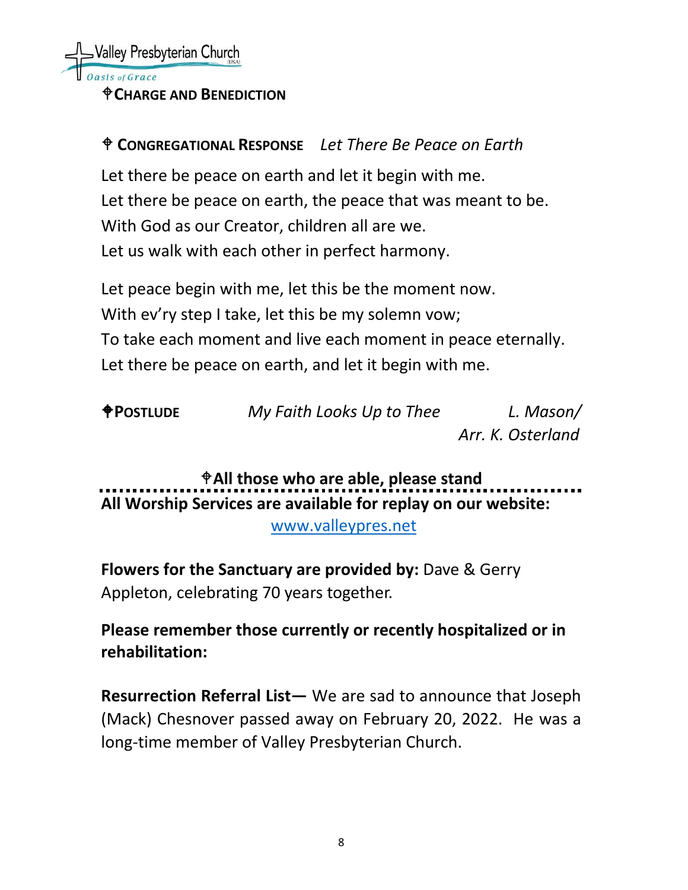⌖**CHARGE AND BENEDICTION**

⌖ **CONGREGATIONAL RESPONSE** *Let There Be Peace on Earth*

Let there be peace on earth and let it begin with me.
Let there be peace on earth, the peace that was meant to be.
With God as our Creator, children all are we.
Let us walk with each other in perfect harmony.

Let peace begin with me, let this be the moment now.
With ev'ry step I take, let this be my solemn vow;
To take each moment and live each moment in peace eternally.
Let there be peace on earth, and let it begin with me.

⌖**POSTLUDE** *My Faith Looks Up to Thee* *L. Mason/ Arr. K. Osterland*

**⌖All those who are able, please stand**

**All Worship Services are available for replay on our website:**
www.valleypres.net

**Flowers for the Sanctuary are provided by:** Dave & Gerry Appleton, celebrating 70 years together.

**Please remember those currently or recently hospitalized or in rehabilitation:**

**Resurrection Referral List—** We are sad to announce that Joseph (Mack) Chesnover passed away on February 20, 2022. He was a long-time member of Valley Presbyterian Church.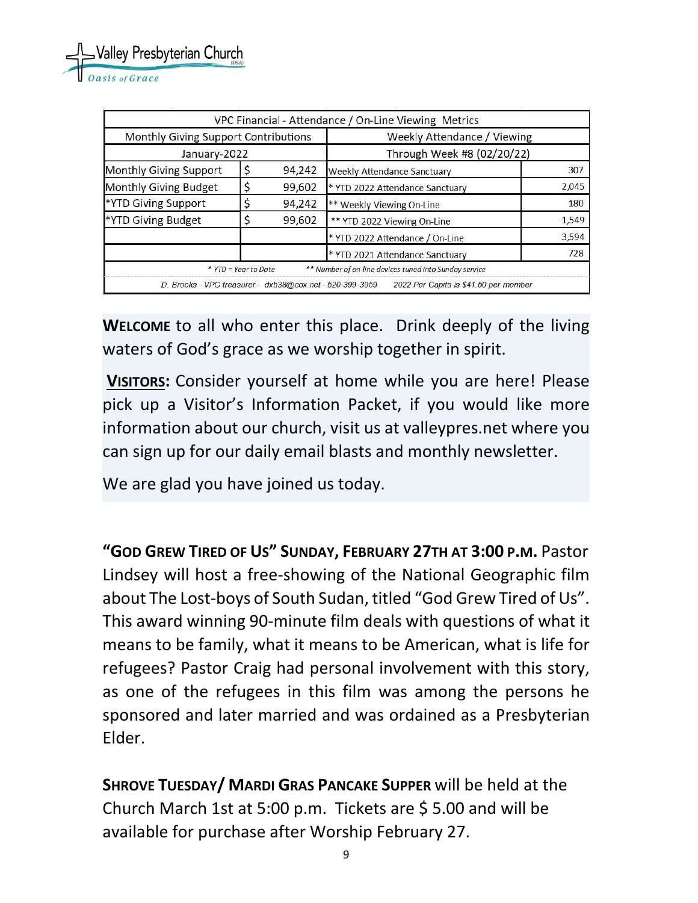Valley Presbyterian Church (USA)
*Oasis of Grace*

| VPC Financial - Attendance / On-Line Viewing Metrics | | | | |
|---|---|---|---|---|
| Monthly Giving Support Contributions | | | Weekly Attendance / Viewing | |
| January-2022 | | | Through Week #8 (02/20/22) | |
| Monthly Giving Support | $ | 94,242 | Weekly Attendance Sanctuary | 307 |
| Monthly Giving Budget | $ | 99,602 | * YTD 2022 Attendance Sanctuary | 2,045 |
| *YTD Giving Support | $ | 94,242 | ** Weekly Viewing On-Line | 180 |
| *YTD Giving Budget | $ | 99,602 | ** YTD 2022 Viewing On-Line | 1,549 |
| | | | * YTD 2022 Attendance / On-Line | 3,594 |
| | | | * YTD 2021 Attendance Sanctuary | 728 |
| * YTD = Year to Date | | | ** Number of on-line devices tuned into Sunday service | |
| D. Brooks - VPC treasurer - dxb38@cox.net - 520-399-3959 | | | 2022 Per Capita is $41.50 per member | |

**WELCOME** to all who enter this place. Drink deeply of the living waters of God's grace as we worship together in spirit.

**VISITORS:** Consider yourself at home while you are here! Please pick up a Visitor's Information Packet, if you would like more information about our church, visit us at valleypres.net where you can sign up for our daily email blasts and monthly newsletter.

We are glad you have joined us today.

**"GOD GREW TIRED OF US" SUNDAY, FEBRUARY 27TH AT 3:00 P.M.** Pastor Lindsey will host a free-showing of the National Geographic film about The Lost-boys of South Sudan, titled "God Grew Tired of Us". This award winning 90-minute film deals with questions of what it means to be family, what it means to be American, what is life for refugees? Pastor Craig had personal involvement with this story, as one of the refugees in this film was among the persons he sponsored and later married and was ordained as a Presbyterian Elder.

**SHROVE TUESDAY/ MARDI GRAS PANCAKE SUPPER** will be held at the Church March 1st at 5:00 p.m. Tickets are $ 5.00 and will be available for purchase after Worship February 27.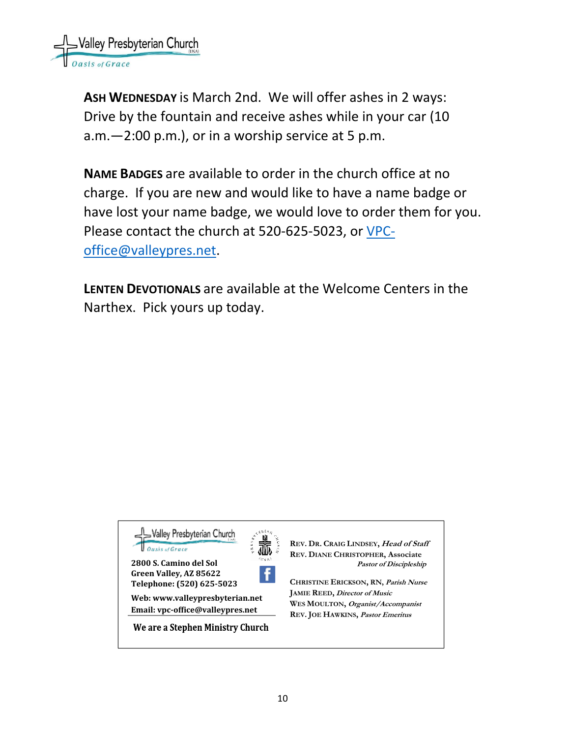Valley Presbyterian Church (USA)
*Oasis of Grace*

**ASH WEDNESDAY** is March 2nd. We will offer ashes in 2 ways: Drive by the fountain and receive ashes while in your car (10 a.m.—2:00 p.m.), or in a worship service at 5 p.m.

**NAME BADGES** are available to order in the church office at no charge. If you are new and would like to have a name badge or have lost your name badge, we would love to order them for you. Please contact the church at 520-625-5023, or VPC-office@valleypres.net.

**LENTEN DEVOTIONALS** are available at the Welcome Centers in the Narthex. Pick yours up today.

Valley Presbyterian Church
*Oasis of Grace*

**2800 S. Camino del Sol**
**Green Valley, AZ 85622**
**Telephone: (520) 625-5023**

**Web: www.valleypresbyterian.net**
**Email: vpc-office@valleypres.net**

**We are a Stephen Ministry Church**

REV. DR. CRAIG LINDSEY, *Head of Staff*
REV. DIANE CHRISTOPHER, Associate *Pastor of Discipleship*

CHRISTINE ERICKSON, RN, *Parish Nurse*
JAMIE REED, *Director of Music*
WES MOULTON, *Organist/Accompanist*
REV. JOE HAWKINS, *Pastor Emeritus*